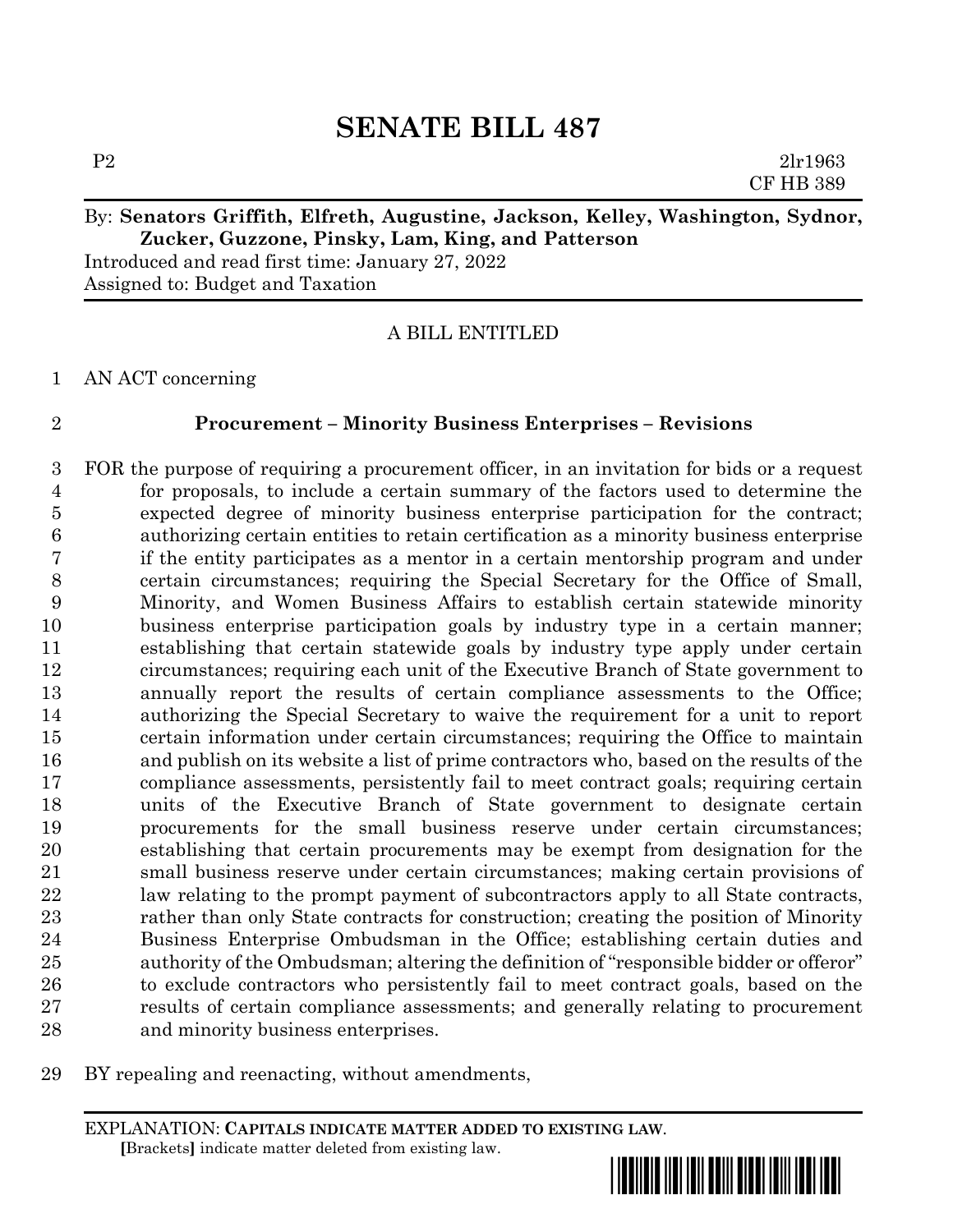# SENATE BILL 487

P2 2lr1963
CF HB 389

By: **Senators Griffith, Elfreth, Augustine, Jackson, Kelley, Washington, Sydnor, Zucker, Guzzone, Pinsky, Lam, King, and Patterson**

Introduced and read first time: January 27, 2022

Assigned to: Budget and Taxation

A BILL ENTITLED

AN ACT concerning

**Procurement – Minority Business Enterprises – Revisions**

FOR the purpose of requiring a procurement officer, in an invitation for bids or a request for proposals, to include a certain summary of the factors used to determine the expected degree of minority business enterprise participation for the contract; authorizing certain entities to retain certification as a minority business enterprise if the entity participates as a mentor in a certain mentorship program and under certain circumstances; requiring the Special Secretary for the Office of Small, Minority, and Women Business Affairs to establish certain statewide minority business enterprise participation goals by industry type in a certain manner; establishing that certain statewide goals by industry type apply under certain circumstances; requiring each unit of the Executive Branch of State government to annually report the results of certain compliance assessments to the Office; authorizing the Special Secretary to waive the requirement for a unit to report certain information under certain circumstances; requiring the Office to maintain and publish on its website a list of prime contractors who, based on the results of the compliance assessments, persistently fail to meet contract goals; requiring certain units of the Executive Branch of State government to designate certain procurements for the small business reserve under certain circumstances; establishing that certain procurements may be exempt from designation for the small business reserve under certain circumstances; making certain provisions of law relating to the prompt payment of subcontractors apply to all State contracts, rather than only State contracts for construction; creating the position of Minority Business Enterprise Ombudsman in the Office; establishing certain duties and authority of the Ombudsman; altering the definition of "responsible bidder or offeror" to exclude contractors who persistently fail to meet contract goals, based on the results of certain compliance assessments; and generally relating to procurement and minority business enterprises.

BY repealing and reenacting, without amendments,

EXPLANATION: **CAPITALS INDICATE MATTER ADDED TO EXISTING LAW.**
[Brackets] indicate matter deleted from existing law.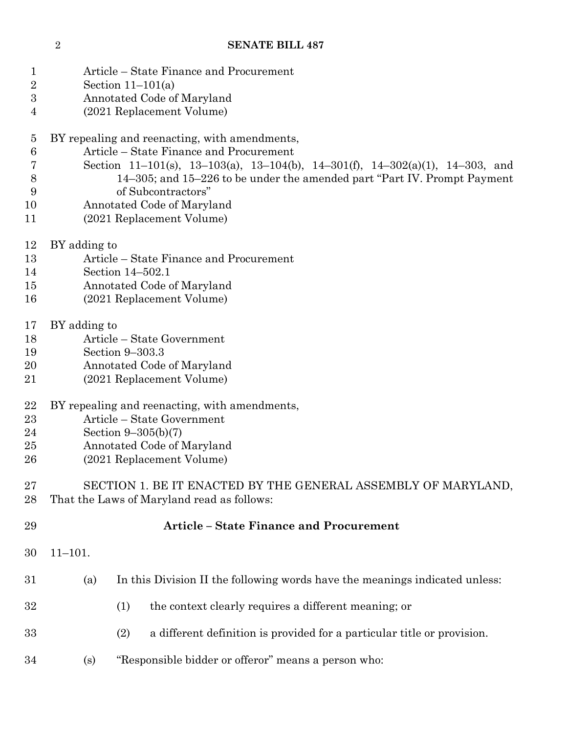Article – State Finance and Procurement
Section 11–101(a)
Annotated Code of Maryland
(2021 Replacement Volume)

BY repealing and reenacting, with amendments,
Article – State Finance and Procurement
Section 11–101(s), 13–103(a), 13–104(b), 14–301(f), 14–302(a)(1), 14–303, and 14–305; and 15–226 to be under the amended part "Part IV. Prompt Payment of Subcontractors"
Annotated Code of Maryland
(2021 Replacement Volume)

BY adding to
Article – State Finance and Procurement
Section 14–502.1
Annotated Code of Maryland
(2021 Replacement Volume)

BY adding to
Article – State Government
Section 9–303.3
Annotated Code of Maryland
(2021 Replacement Volume)

BY repealing and reenacting, with amendments,
Article – State Government
Section 9–305(b)(7)
Annotated Code of Maryland
(2021 Replacement Volume)

SECTION 1. BE IT ENACTED BY THE GENERAL ASSEMBLY OF MARYLAND, That the Laws of Maryland read as follows:

**Article – State Finance and Procurement**

11–101.

(a) In this Division II the following words have the meanings indicated unless:

(1) the context clearly requires a different meaning; or

(2) a different definition is provided for a particular title or provision.

(s) "Responsible bidder or offeror" means a person who: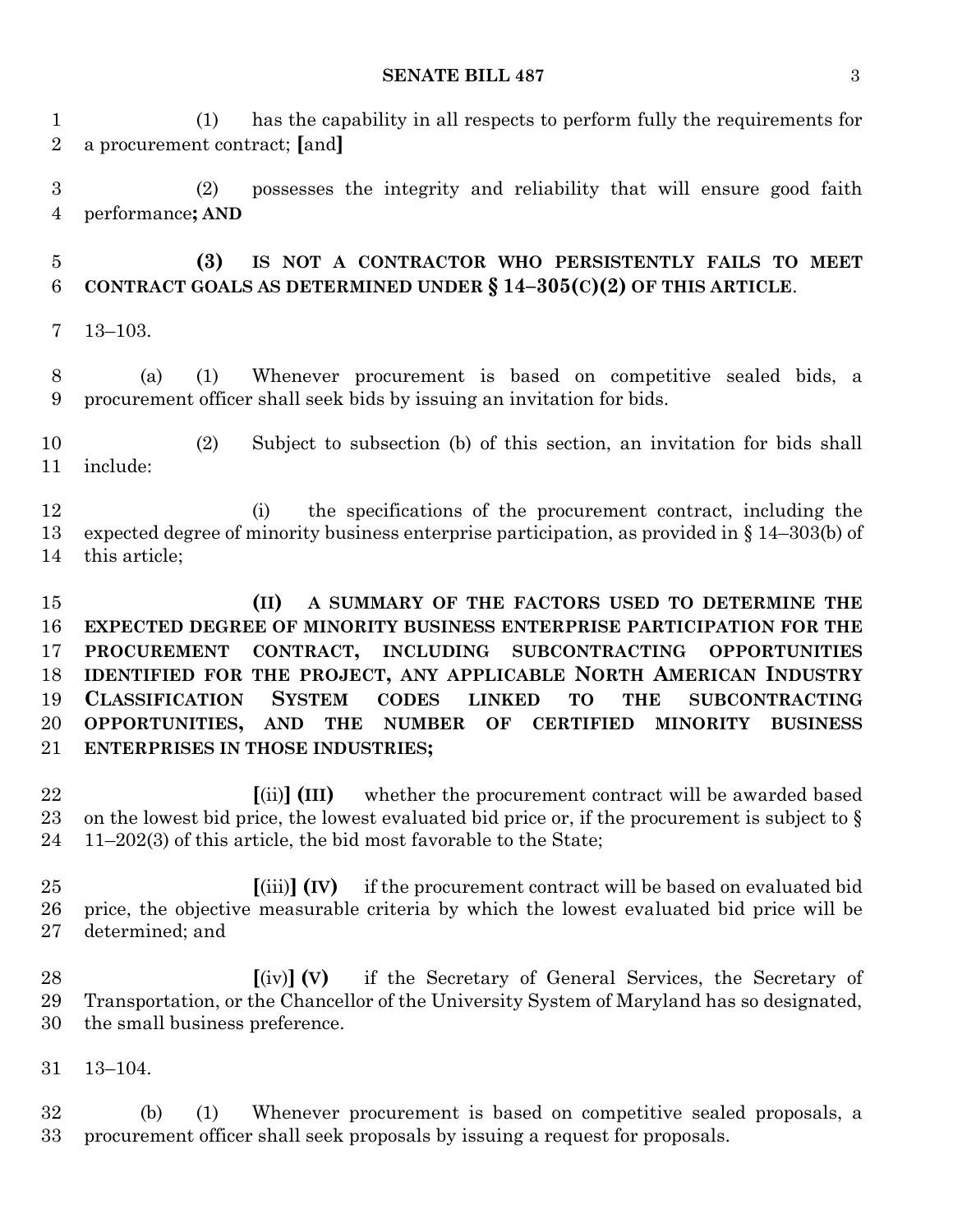(1) has the capability in all respects to perform fully the requirements for a procurement contract; [and]

(2) possesses the integrity and reliability that will ensure good faith performance**; AND**

**(3) IS NOT A CONTRACTOR WHO PERSISTENTLY FAILS TO MEET CONTRACT GOALS AS DETERMINED UNDER § 14–305(C)(2) OF THIS ARTICLE**.

13–103.

(a) (1) Whenever procurement is based on competitive sealed bids, a procurement officer shall seek bids by issuing an invitation for bids.

(2) Subject to subsection (b) of this section, an invitation for bids shall include:

(i) the specifications of the procurement contract, including the expected degree of minority business enterprise participation, as provided in § 14–303(b) of this article;

**(II) A SUMMARY OF THE FACTORS USED TO DETERMINE THE EXPECTED DEGREE OF MINORITY BUSINESS ENTERPRISE PARTICIPATION FOR THE PROCUREMENT CONTRACT, INCLUDING SUBCONTRACTING OPPORTUNITIES IDENTIFIED FOR THE PROJECT, ANY APPLICABLE NORTH AMERICAN INDUSTRY CLASSIFICATION SYSTEM CODES LINKED TO THE SUBCONTRACTING OPPORTUNITIES, AND THE NUMBER OF CERTIFIED MINORITY BUSINESS ENTERPRISES IN THOSE INDUSTRIES;**

[(ii)] **(III)** whether the procurement contract will be awarded based on the lowest bid price, the lowest evaluated bid price or, if the procurement is subject to § 11–202(3) of this article, the bid most favorable to the State;

[(iii)] **(IV)** if the procurement contract will be based on evaluated bid price, the objective measurable criteria by which the lowest evaluated bid price will be determined; and

[(iv)] **(V)** if the Secretary of General Services, the Secretary of Transportation, or the Chancellor of the University System of Maryland has so designated, the small business preference.

13–104.

(b) (1) Whenever procurement is based on competitive sealed proposals, a procurement officer shall seek proposals by issuing a request for proposals.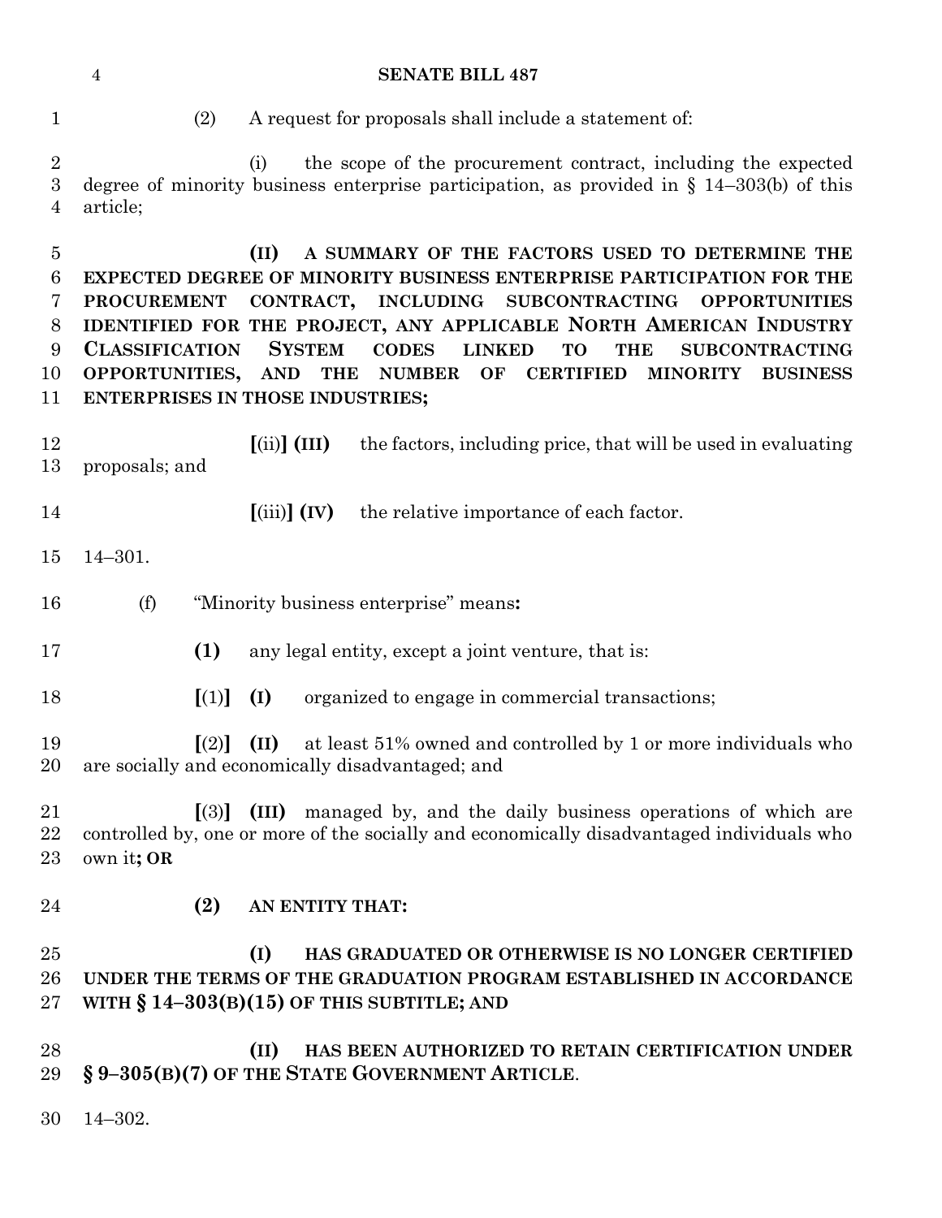(2) A request for proposals shall include a statement of:

(i) the scope of the procurement contract, including the expected degree of minority business enterprise participation, as provided in § 14–303(b) of this article;

**(II) A SUMMARY OF THE FACTORS USED TO DETERMINE THE EXPECTED DEGREE OF MINORITY BUSINESS ENTERPRISE PARTICIPATION FOR THE PROCUREMENT CONTRACT, INCLUDING SUBCONTRACTING OPPORTUNITIES IDENTIFIED FOR THE PROJECT, ANY APPLICABLE NORTH AMERICAN INDUSTRY CLASSIFICATION SYSTEM CODES LINKED TO THE SUBCONTRACTING OPPORTUNITIES, AND THE NUMBER OF CERTIFIED MINORITY BUSINESS ENTERPRISES IN THOSE INDUSTRIES;**

**[**(ii)**] (III)** the factors, including price, that will be used in evaluating proposals; and

**[**(iii)**] (IV)** the relative importance of each factor.

14–301.

(f) "Minority business enterprise" means**:**

**(1)** any legal entity, except a joint venture, that is:

**[**(1)**] (I)** organized to engage in commercial transactions;

**[**(2)**] (II)** at least 51% owned and controlled by 1 or more individuals who are socially and economically disadvantaged; and

**[**(3)**] (III)** managed by, and the daily business operations of which are controlled by, one or more of the socially and economically disadvantaged individuals who own it**; OR**

**(2) AN ENTITY THAT:**

**(I) HAS GRADUATED OR OTHERWISE IS NO LONGER CERTIFIED UNDER THE TERMS OF THE GRADUATION PROGRAM ESTABLISHED IN ACCORDANCE WITH § 14–303(B)(15) OF THIS SUBTITLE; AND**

**(II) HAS BEEN AUTHORIZED TO RETAIN CERTIFICATION UNDER § 9–305(B)(7) OF THE STATE GOVERNMENT ARTICLE**.

14–302.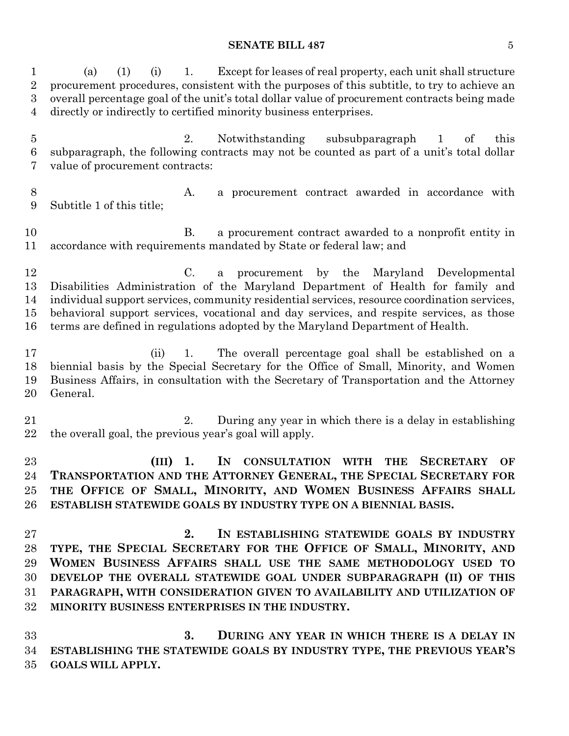(a) (1) (i) 1. Except for leases of real property, each unit shall structure procurement procedures, consistent with the purposes of this subtitle, to try to achieve an overall percentage goal of the unit's total dollar value of procurement contracts being made directly or indirectly to certified minority business enterprises.

2. Notwithstanding subsubparagraph 1 of this subparagraph, the following contracts may not be counted as part of a unit's total dollar value of procurement contracts:

A. a procurement contract awarded in accordance with Subtitle 1 of this title;

B. a procurement contract awarded to a nonprofit entity in accordance with requirements mandated by State or federal law; and

C. a procurement by the Maryland Developmental Disabilities Administration of the Maryland Department of Health for family and individual support services, community residential services, resource coordination services, behavioral support services, vocational and day services, and respite services, as those terms are defined in regulations adopted by the Maryland Department of Health.

(ii) 1. The overall percentage goal shall be established on a biennial basis by the Special Secretary for the Office of Small, Minority, and Women Business Affairs, in consultation with the Secretary of Transportation and the Attorney General.

2. During any year in which there is a delay in establishing the overall goal, the previous year's goal will apply.

**(III) 1. IN CONSULTATION WITH THE SECRETARY OF TRANSPORTATION AND THE ATTORNEY GENERAL, THE SPECIAL SECRETARY FOR THE OFFICE OF SMALL, MINORITY, AND WOMEN BUSINESS AFFAIRS SHALL ESTABLISH STATEWIDE GOALS BY INDUSTRY TYPE ON A BIENNIAL BASIS.**

**2. IN ESTABLISHING STATEWIDE GOALS BY INDUSTRY TYPE, THE SPECIAL SECRETARY FOR THE OFFICE OF SMALL, MINORITY, AND WOMEN BUSINESS AFFAIRS SHALL USE THE SAME METHODOLOGY USED TO DEVELOP THE OVERALL STATEWIDE GOAL UNDER SUBPARAGRAPH (II) OF THIS PARAGRAPH, WITH CONSIDERATION GIVEN TO AVAILABILITY AND UTILIZATION OF MINORITY BUSINESS ENTERPRISES IN THE INDUSTRY.**

**3. DURING ANY YEAR IN WHICH THERE IS A DELAY IN ESTABLISHING THE STATEWIDE GOALS BY INDUSTRY TYPE, THE PREVIOUS YEAR'S GOALS WILL APPLY.**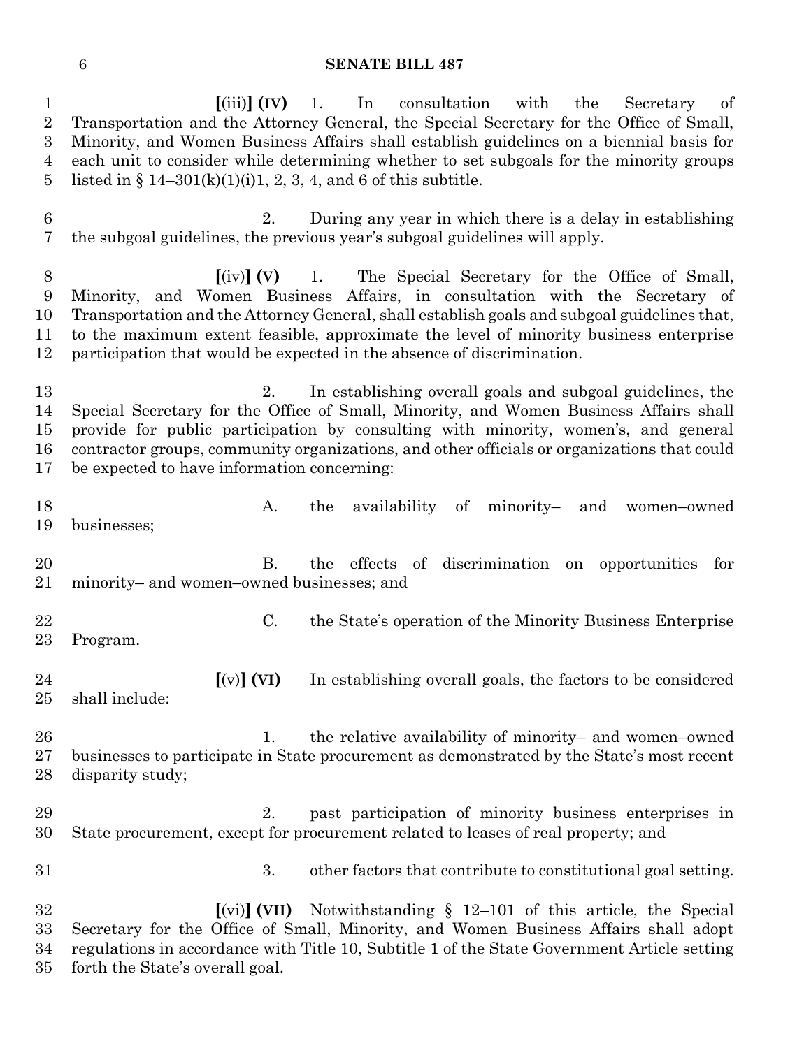**[**(iii)**] (IV)** 1. In consultation with the Secretary of Transportation and the Attorney General, the Special Secretary for the Office of Small, Minority, and Women Business Affairs shall establish guidelines on a biennial basis for each unit to consider while determining whether to set subgoals for the minority groups listed in § 14–301(k)(1)(i)1, 2, 3, 4, and 6 of this subtitle.

2. During any year in which there is a delay in establishing the subgoal guidelines, the previous year's subgoal guidelines will apply.

**[**(iv)**] (V)** 1. The Special Secretary for the Office of Small, Minority, and Women Business Affairs, in consultation with the Secretary of Transportation and the Attorney General, shall establish goals and subgoal guidelines that, to the maximum extent feasible, approximate the level of minority business enterprise participation that would be expected in the absence of discrimination.

2. In establishing overall goals and subgoal guidelines, the Special Secretary for the Office of Small, Minority, and Women Business Affairs shall provide for public participation by consulting with minority, women's, and general contractor groups, community organizations, and other officials or organizations that could be expected to have information concerning:

A. the availability of minority– and women–owned businesses;

B. the effects of discrimination on opportunities for minority– and women–owned businesses; and

C. the State's operation of the Minority Business Enterprise Program.

**[**(v)**] (VI)** In establishing overall goals, the factors to be considered shall include:

1. the relative availability of minority– and women–owned businesses to participate in State procurement as demonstrated by the State's most recent disparity study;

2. past participation of minority business enterprises in State procurement, except for procurement related to leases of real property; and

3. other factors that contribute to constitutional goal setting.

**[**(vi)**] (VII)** Notwithstanding § 12–101 of this article, the Special Secretary for the Office of Small, Minority, and Women Business Affairs shall adopt regulations in accordance with Title 10, Subtitle 1 of the State Government Article setting forth the State's overall goal.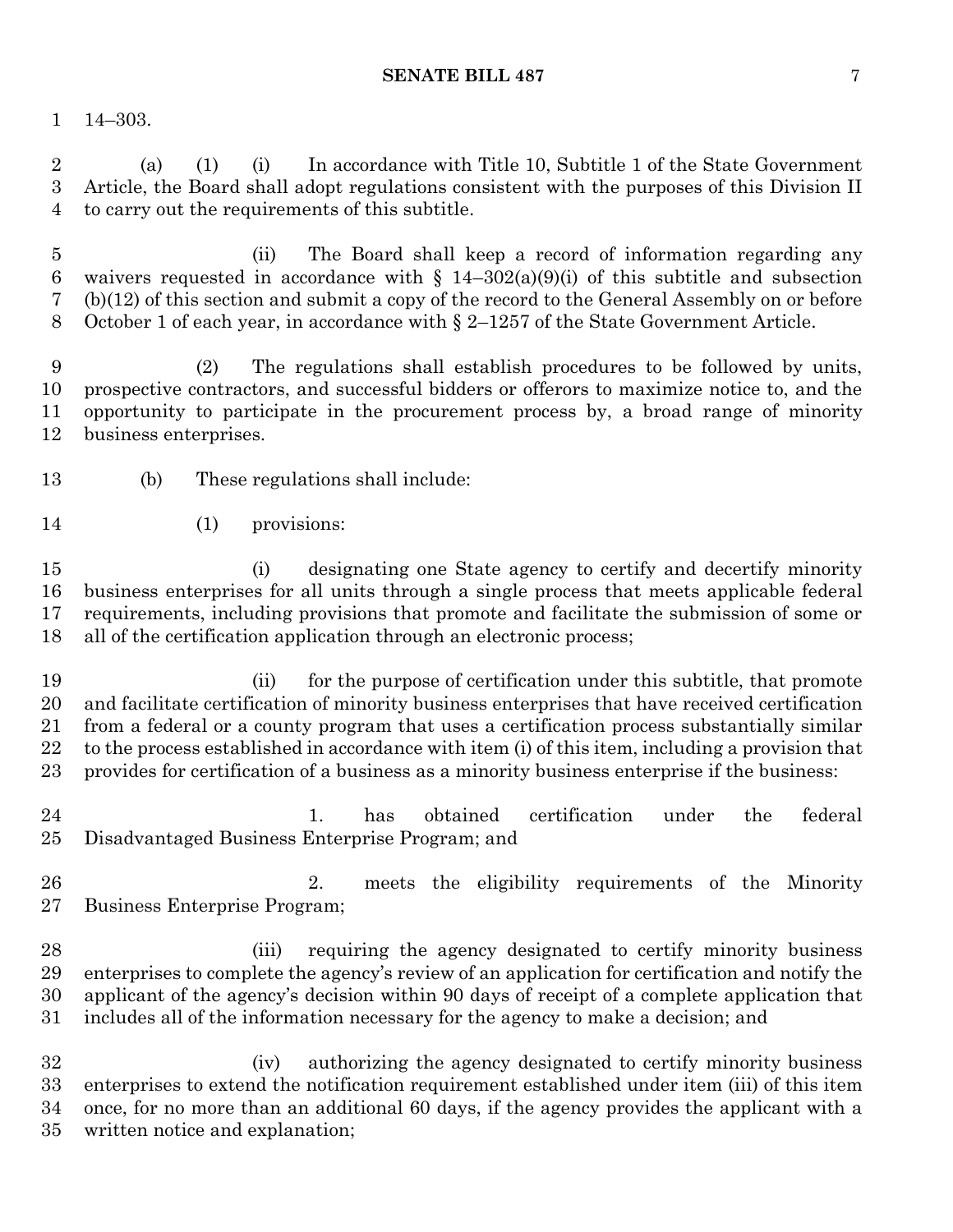14–303.

(a) (1) (i) In accordance with Title 10, Subtitle 1 of the State Government Article, the Board shall adopt regulations consistent with the purposes of this Division II to carry out the requirements of this subtitle.

(ii) The Board shall keep a record of information regarding any waivers requested in accordance with § 14–302(a)(9)(i) of this subtitle and subsection (b)(12) of this section and submit a copy of the record to the General Assembly on or before October 1 of each year, in accordance with § 2–1257 of the State Government Article.

(2) The regulations shall establish procedures to be followed by units, prospective contractors, and successful bidders or offerors to maximize notice to, and the opportunity to participate in the procurement process by, a broad range of minority business enterprises.

(b) These regulations shall include:

(1) provisions:

(i) designating one State agency to certify and decertify minority business enterprises for all units through a single process that meets applicable federal requirements, including provisions that promote and facilitate the submission of some or all of the certification application through an electronic process;

(ii) for the purpose of certification under this subtitle, that promote and facilitate certification of minority business enterprises that have received certification from a federal or a county program that uses a certification process substantially similar to the process established in accordance with item (i) of this item, including a provision that provides for certification of a business as a minority business enterprise if the business:

1. has obtained certification under the federal Disadvantaged Business Enterprise Program; and

2. meets the eligibility requirements of the Minority Business Enterprise Program;

(iii) requiring the agency designated to certify minority business enterprises to complete the agency's review of an application for certification and notify the applicant of the agency's decision within 90 days of receipt of a complete application that includes all of the information necessary for the agency to make a decision; and

(iv) authorizing the agency designated to certify minority business enterprises to extend the notification requirement established under item (iii) of this item once, for no more than an additional 60 days, if the agency provides the applicant with a written notice and explanation;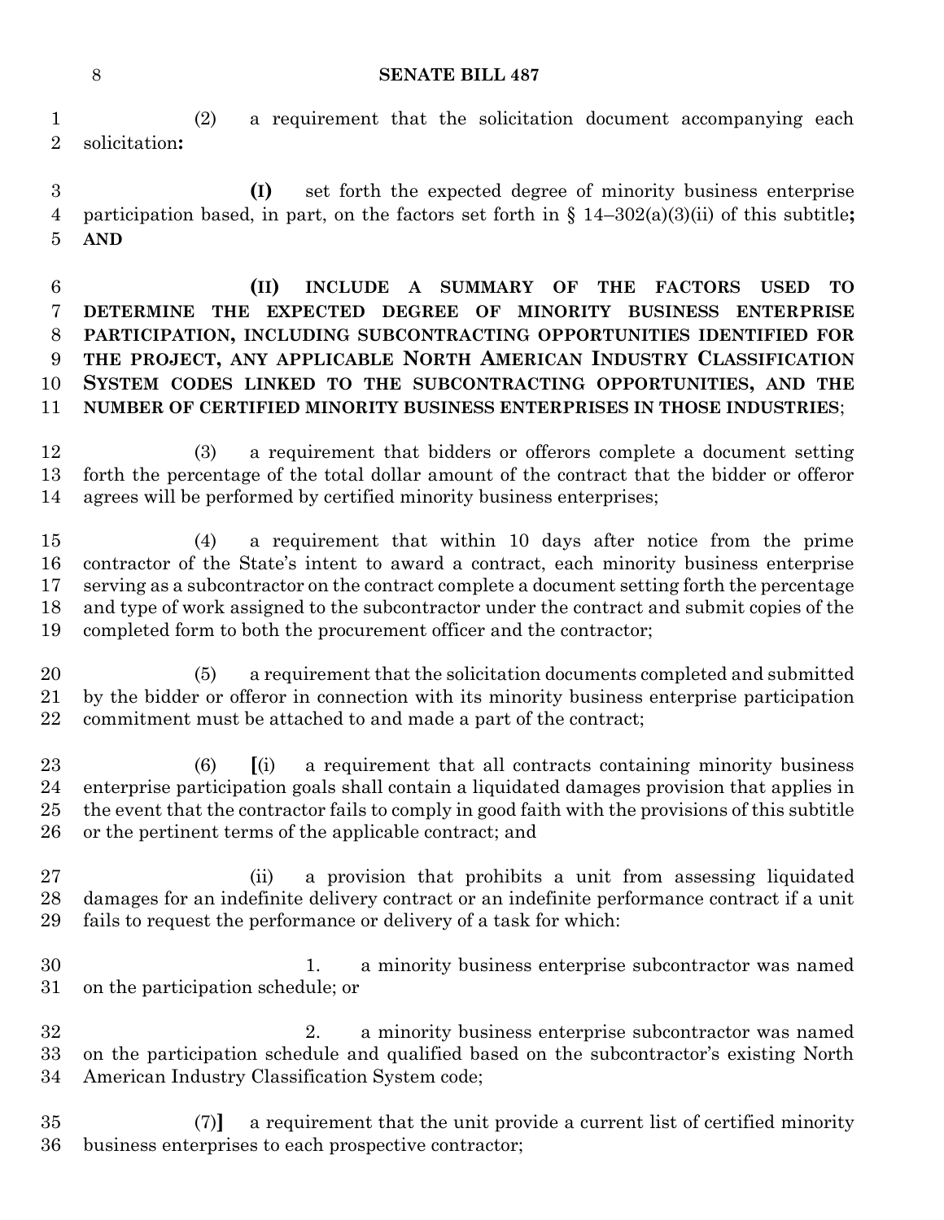(2) a requirement that the solicitation document accompanying each solicitation**:**

**(I)** set forth the expected degree of minority business enterprise participation based, in part, on the factors set forth in § 14–302(a)(3)(ii) of this subtitle**; AND**

**(II) INCLUDE A SUMMARY OF THE FACTORS USED TO DETERMINE THE EXPECTED DEGREE OF MINORITY BUSINESS ENTERPRISE PARTICIPATION, INCLUDING SUBCONTRACTING OPPORTUNITIES IDENTIFIED FOR THE PROJECT, ANY APPLICABLE NORTH AMERICAN INDUSTRY CLASSIFICATION SYSTEM CODES LINKED TO THE SUBCONTRACTING OPPORTUNITIES, AND THE NUMBER OF CERTIFIED MINORITY BUSINESS ENTERPRISES IN THOSE INDUSTRIES**;

(3) a requirement that bidders or offerors complete a document setting forth the percentage of the total dollar amount of the contract that the bidder or offeror agrees will be performed by certified minority business enterprises;

(4) a requirement that within 10 days after notice from the prime contractor of the State's intent to award a contract, each minority business enterprise serving as a subcontractor on the contract complete a document setting forth the percentage and type of work assigned to the subcontractor under the contract and submit copies of the completed form to both the procurement officer and the contractor;

(5) a requirement that the solicitation documents completed and submitted by the bidder or offeror in connection with its minority business enterprise participation commitment must be attached to and made a part of the contract;

(6) **[**(i) a requirement that all contracts containing minority business enterprise participation goals shall contain a liquidated damages provision that applies in the event that the contractor fails to comply in good faith with the provisions of this subtitle or the pertinent terms of the applicable contract; and

(ii) a provision that prohibits a unit from assessing liquidated damages for an indefinite delivery contract or an indefinite performance contract if a unit fails to request the performance or delivery of a task for which:

1. a minority business enterprise subcontractor was named on the participation schedule; or

2. a minority business enterprise subcontractor was named on the participation schedule and qualified based on the subcontractor's existing North American Industry Classification System code;

(7)**]** a requirement that the unit provide a current list of certified minority business enterprises to each prospective contractor;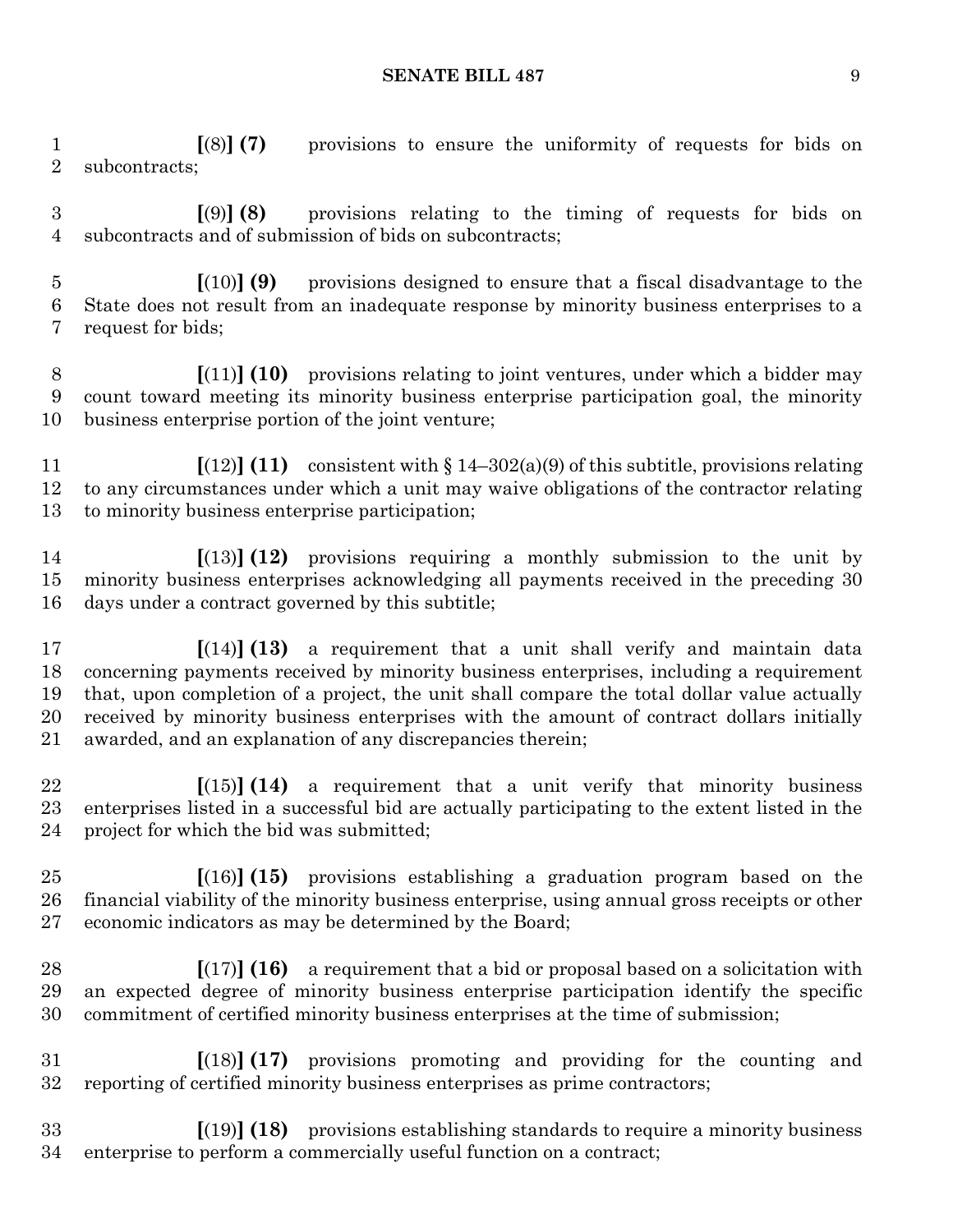[(8)] **(7)** provisions to ensure the uniformity of requests for bids on subcontracts;

[(9)] **(8)** provisions relating to the timing of requests for bids on subcontracts and of submission of bids on subcontracts;

[(10)] **(9)** provisions designed to ensure that a fiscal disadvantage to the State does not result from an inadequate response by minority business enterprises to a request for bids;

[(11)] **(10)** provisions relating to joint ventures, under which a bidder may count toward meeting its minority business enterprise participation goal, the minority business enterprise portion of the joint venture;

[(12)] **(11)** consistent with § 14–302(a)(9) of this subtitle, provisions relating to any circumstances under which a unit may waive obligations of the contractor relating to minority business enterprise participation;

[(13)] **(12)** provisions requiring a monthly submission to the unit by minority business enterprises acknowledging all payments received in the preceding 30 days under a contract governed by this subtitle;

[(14)] **(13)** a requirement that a unit shall verify and maintain data concerning payments received by minority business enterprises, including a requirement that, upon completion of a project, the unit shall compare the total dollar value actually received by minority business enterprises with the amount of contract dollars initially awarded, and an explanation of any discrepancies therein;

[(15)] **(14)** a requirement that a unit verify that minority business enterprises listed in a successful bid are actually participating to the extent listed in the project for which the bid was submitted;

[(16)] **(15)** provisions establishing a graduation program based on the financial viability of the minority business enterprise, using annual gross receipts or other economic indicators as may be determined by the Board;

[(17)] **(16)** a requirement that a bid or proposal based on a solicitation with an expected degree of minority business enterprise participation identify the specific commitment of certified minority business enterprises at the time of submission;

[(18)] **(17)** provisions promoting and providing for the counting and reporting of certified minority business enterprises as prime contractors;

[(19)] **(18)** provisions establishing standards to require a minority business enterprise to perform a commercially useful function on a contract;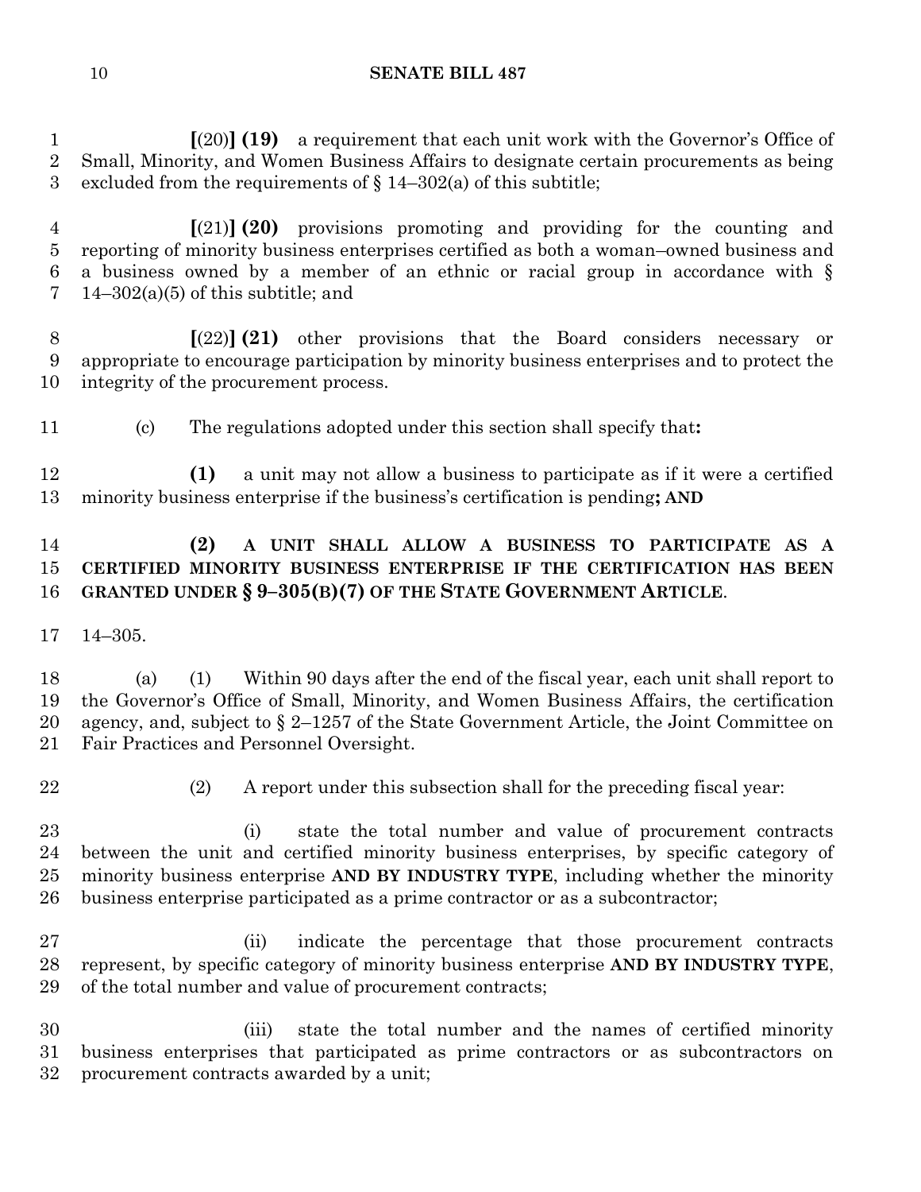**[**(20)**] (19)** a requirement that each unit work with the Governor's Office of Small, Minority, and Women Business Affairs to designate certain procurements as being excluded from the requirements of § 14–302(a) of this subtitle;

**[**(21)**] (20)** provisions promoting and providing for the counting and reporting of minority business enterprises certified as both a woman–owned business and a business owned by a member of an ethnic or racial group in accordance with § 14–302(a)(5) of this subtitle; and

**[**(22)**] (21)** other provisions that the Board considers necessary or appropriate to encourage participation by minority business enterprises and to protect the integrity of the procurement process.

(c) The regulations adopted under this section shall specify that**:**

**(1)** a unit may not allow a business to participate as if it were a certified minority business enterprise if the business's certification is pending**; AND**

**(2) A UNIT SHALL ALLOW A BUSINESS TO PARTICIPATE AS A CERTIFIED MINORITY BUSINESS ENTERPRISE IF THE CERTIFICATION HAS BEEN GRANTED UNDER § 9–305(B)(7) OF THE STATE GOVERNMENT ARTICLE**.

14–305.

(a) (1) Within 90 days after the end of the fiscal year, each unit shall report to the Governor's Office of Small, Minority, and Women Business Affairs, the certification agency, and, subject to § 2–1257 of the State Government Article, the Joint Committee on Fair Practices and Personnel Oversight.

(2) A report under this subsection shall for the preceding fiscal year:

(i) state the total number and value of procurement contracts between the unit and certified minority business enterprises, by specific category of minority business enterprise **AND BY INDUSTRY TYPE**, including whether the minority business enterprise participated as a prime contractor or as a subcontractor;

(ii) indicate the percentage that those procurement contracts represent, by specific category of minority business enterprise **AND BY INDUSTRY TYPE**, of the total number and value of procurement contracts;

(iii) state the total number and the names of certified minority business enterprises that participated as prime contractors or as subcontractors on procurement contracts awarded by a unit;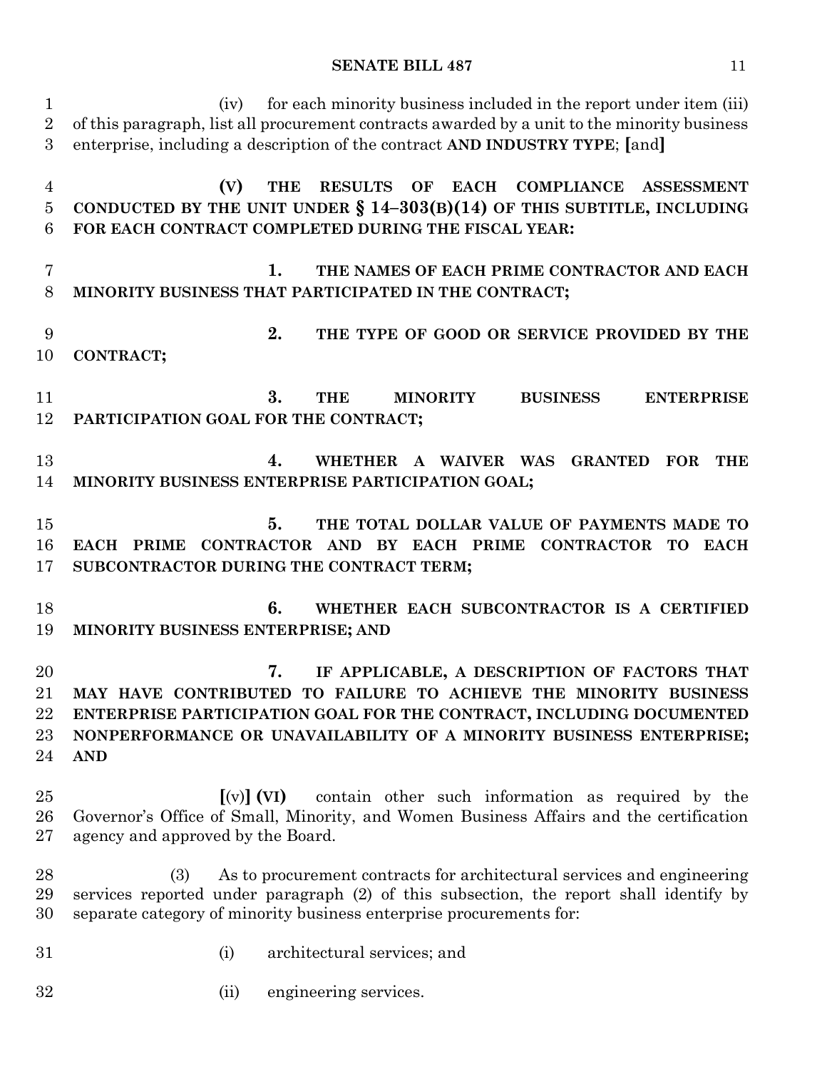(iv) for each minority business included in the report under item (iii) of this paragraph, list all procurement contracts awarded by a unit to the minority business enterprise, including a description of the contract **AND INDUSTRY TYPE**; **[**and**]**

**(V) THE RESULTS OF EACH COMPLIANCE ASSESSMENT CONDUCTED BY THE UNIT UNDER § 14–303(B)(14) OF THIS SUBTITLE, INCLUDING FOR EACH CONTRACT COMPLETED DURING THE FISCAL YEAR:**

**1. THE NAMES OF EACH PRIME CONTRACTOR AND EACH MINORITY BUSINESS THAT PARTICIPATED IN THE CONTRACT;**

**2. THE TYPE OF GOOD OR SERVICE PROVIDED BY THE CONTRACT;**

**3. THE MINORITY BUSINESS ENTERPRISE PARTICIPATION GOAL FOR THE CONTRACT;**

**4. WHETHER A WAIVER WAS GRANTED FOR THE MINORITY BUSINESS ENTERPRISE PARTICIPATION GOAL;**

**5. THE TOTAL DOLLAR VALUE OF PAYMENTS MADE TO EACH PRIME CONTRACTOR AND BY EACH PRIME CONTRACTOR TO EACH SUBCONTRACTOR DURING THE CONTRACT TERM;**

**6. WHETHER EACH SUBCONTRACTOR IS A CERTIFIED MINORITY BUSINESS ENTERPRISE; AND**

**7. IF APPLICABLE, A DESCRIPTION OF FACTORS THAT MAY HAVE CONTRIBUTED TO FAILURE TO ACHIEVE THE MINORITY BUSINESS ENTERPRISE PARTICIPATION GOAL FOR THE CONTRACT, INCLUDING DOCUMENTED NONPERFORMANCE OR UNAVAILABILITY OF A MINORITY BUSINESS ENTERPRISE; AND**

**[**(v)**] (VI)** contain other such information as required by the Governor's Office of Small, Minority, and Women Business Affairs and the certification agency and approved by the Board.

(3) As to procurement contracts for architectural services and engineering services reported under paragraph (2) of this subsection, the report shall identify by separate category of minority business enterprise procurements for:

(i) architectural services; and

(ii) engineering services.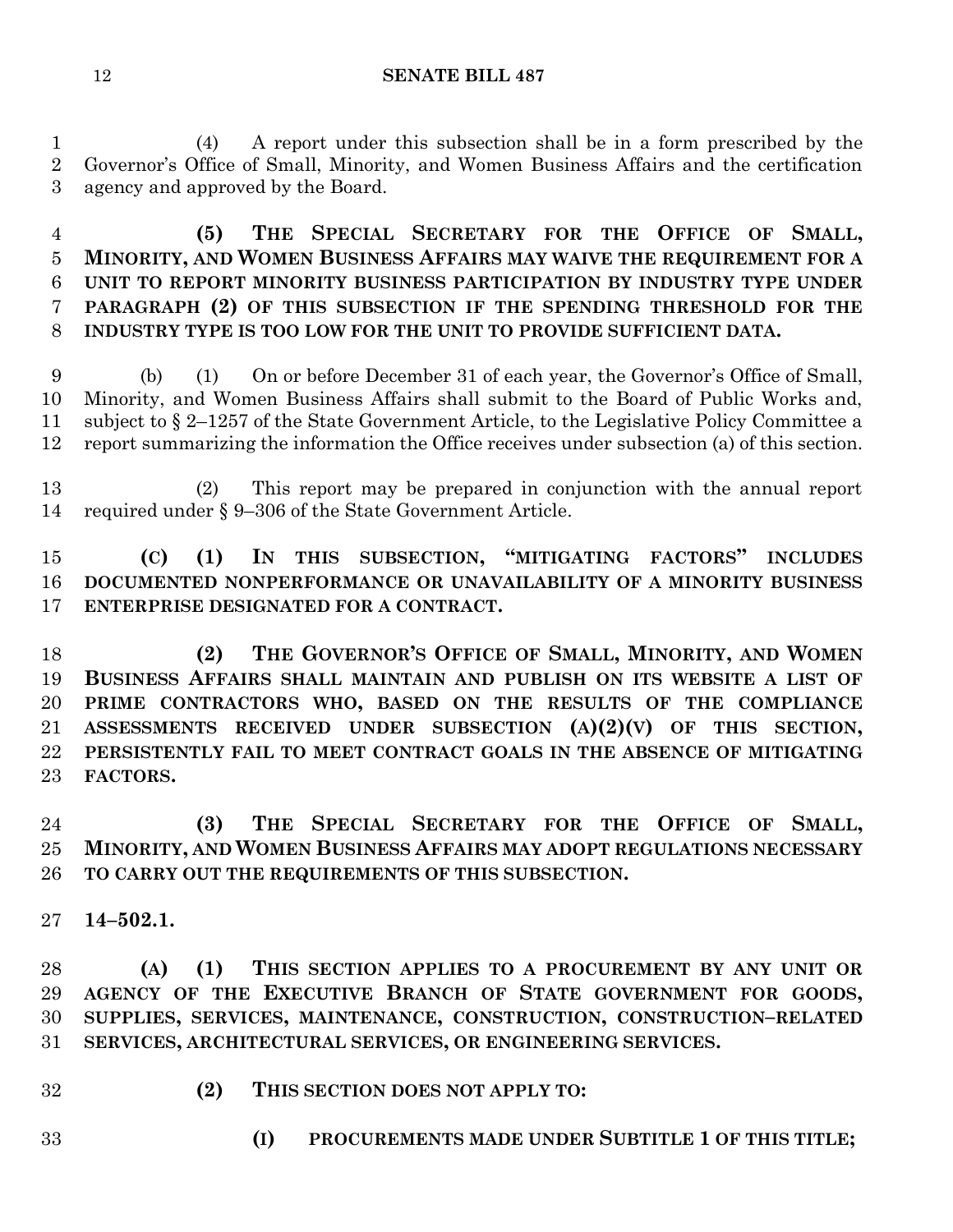(4) A report under this subsection shall be in a form prescribed by the Governor's Office of Small, Minority, and Women Business Affairs and the certification agency and approved by the Board.

**(5) THE SPECIAL SECRETARY FOR THE OFFICE OF SMALL, MINORITY, AND WOMEN BUSINESS AFFAIRS MAY WAIVE THE REQUIREMENT FOR A UNIT TO REPORT MINORITY BUSINESS PARTICIPATION BY INDUSTRY TYPE UNDER PARAGRAPH (2) OF THIS SUBSECTION IF THE SPENDING THRESHOLD FOR THE INDUSTRY TYPE IS TOO LOW FOR THE UNIT TO PROVIDE SUFFICIENT DATA.**

(b) (1) On or before December 31 of each year, the Governor's Office of Small, Minority, and Women Business Affairs shall submit to the Board of Public Works and, subject to § 2–1257 of the State Government Article, to the Legislative Policy Committee a report summarizing the information the Office receives under subsection (a) of this section.

(2) This report may be prepared in conjunction with the annual report required under § 9–306 of the State Government Article.

**(C) (1) IN THIS SUBSECTION, "MITIGATING FACTORS" INCLUDES DOCUMENTED NONPERFORMANCE OR UNAVAILABILITY OF A MINORITY BUSINESS ENTERPRISE DESIGNATED FOR A CONTRACT.**

**(2) THE GOVERNOR'S OFFICE OF SMALL, MINORITY, AND WOMEN BUSINESS AFFAIRS SHALL MAINTAIN AND PUBLISH ON ITS WEBSITE A LIST OF PRIME CONTRACTORS WHO, BASED ON THE RESULTS OF THE COMPLIANCE ASSESSMENTS RECEIVED UNDER SUBSECTION (A)(2)(V) OF THIS SECTION, PERSISTENTLY FAIL TO MEET CONTRACT GOALS IN THE ABSENCE OF MITIGATING FACTORS.**

**(3) THE SPECIAL SECRETARY FOR THE OFFICE OF SMALL, MINORITY, AND WOMEN BUSINESS AFFAIRS MAY ADOPT REGULATIONS NECESSARY TO CARRY OUT THE REQUIREMENTS OF THIS SUBSECTION.**

**14–502.1.**

**(A) (1) THIS SECTION APPLIES TO A PROCUREMENT BY ANY UNIT OR AGENCY OF THE EXECUTIVE BRANCH OF STATE GOVERNMENT FOR GOODS, SUPPLIES, SERVICES, MAINTENANCE, CONSTRUCTION, CONSTRUCTION–RELATED SERVICES, ARCHITECTURAL SERVICES, OR ENGINEERING SERVICES.**

**(2) THIS SECTION DOES NOT APPLY TO:**

**(I) PROCUREMENTS MADE UNDER SUBTITLE 1 OF THIS TITLE;**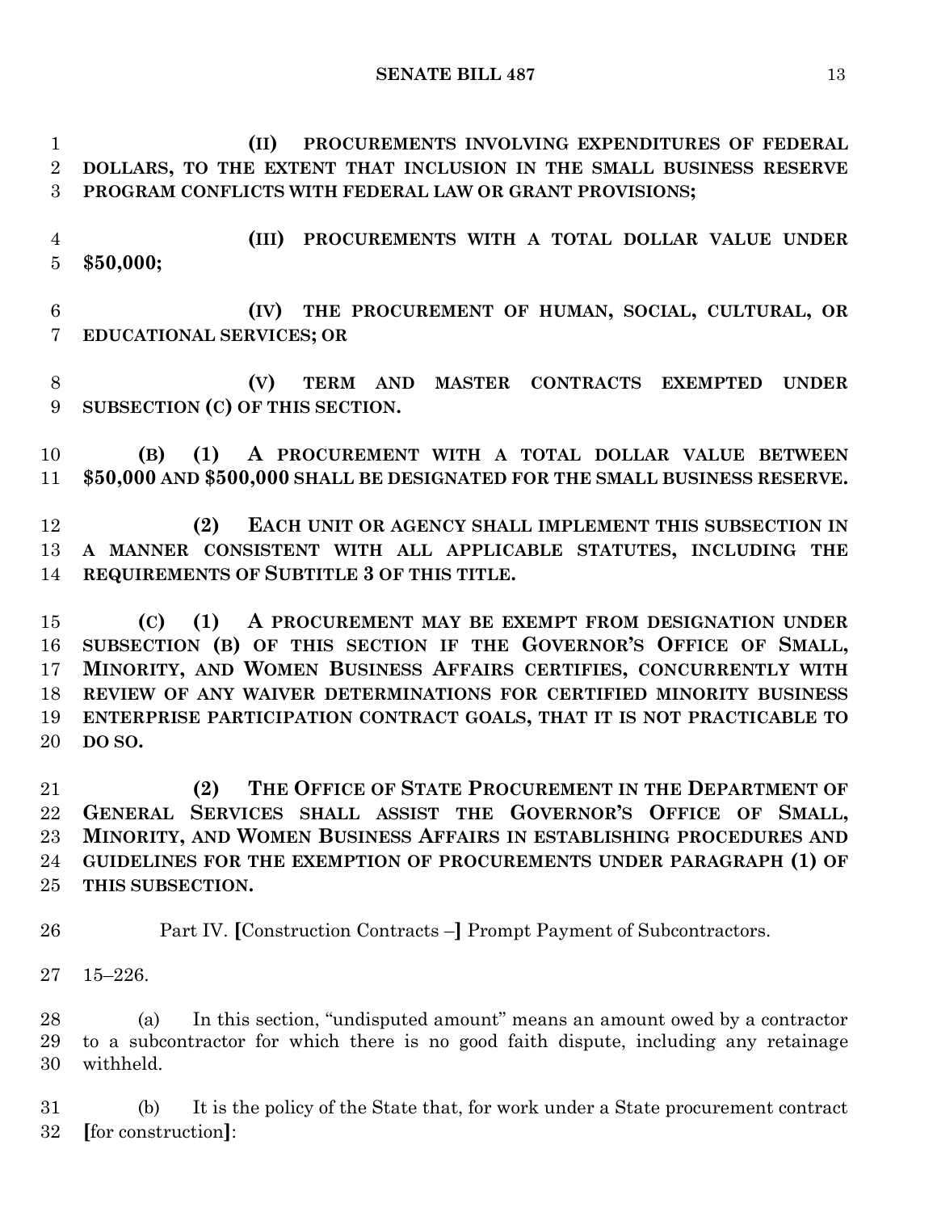**(II) PROCUREMENTS INVOLVING EXPENDITURES OF FEDERAL DOLLARS, TO THE EXTENT THAT INCLUSION IN THE SMALL BUSINESS RESERVE PROGRAM CONFLICTS WITH FEDERAL LAW OR GRANT PROVISIONS;**

**(III) PROCUREMENTS WITH A TOTAL DOLLAR VALUE UNDER $50,000;**

**(IV) THE PROCUREMENT OF HUMAN, SOCIAL, CULTURAL, OR EDUCATIONAL SERVICES; OR**

**(V) TERM AND MASTER CONTRACTS EXEMPTED UNDER SUBSECTION (C) OF THIS SECTION.**

**(B) (1) A PROCUREMENT WITH A TOTAL DOLLAR VALUE BETWEEN $50,000 AND $500,000 SHALL BE DESIGNATED FOR THE SMALL BUSINESS RESERVE.**

**(2) EACH UNIT OR AGENCY SHALL IMPLEMENT THIS SUBSECTION IN A MANNER CONSISTENT WITH ALL APPLICABLE STATUTES, INCLUDING THE REQUIREMENTS OF SUBTITLE 3 OF THIS TITLE.**

**(C) (1) A PROCUREMENT MAY BE EXEMPT FROM DESIGNATION UNDER SUBSECTION (B) OF THIS SECTION IF THE GOVERNOR'S OFFICE OF SMALL, MINORITY, AND WOMEN BUSINESS AFFAIRS CERTIFIES, CONCURRENTLY WITH REVIEW OF ANY WAIVER DETERMINATIONS FOR CERTIFIED MINORITY BUSINESS ENTERPRISE PARTICIPATION CONTRACT GOALS, THAT IT IS NOT PRACTICABLE TO DO SO.**

**(2) THE OFFICE OF STATE PROCUREMENT IN THE DEPARTMENT OF GENERAL SERVICES SHALL ASSIST THE GOVERNOR'S OFFICE OF SMALL, MINORITY, AND WOMEN BUSINESS AFFAIRS IN ESTABLISHING PROCEDURES AND GUIDELINES FOR THE EXEMPTION OF PROCUREMENTS UNDER PARAGRAPH (1) OF THIS SUBSECTION.**

Part IV. **[**Construction Contracts –**]** Prompt Payment of Subcontractors.

15–226.

(a) In this section, "undisputed amount" means an amount owed by a contractor to a subcontractor for which there is no good faith dispute, including any retainage withheld.

(b) It is the policy of the State that, for work under a State procurement contract **[**for construction**]**: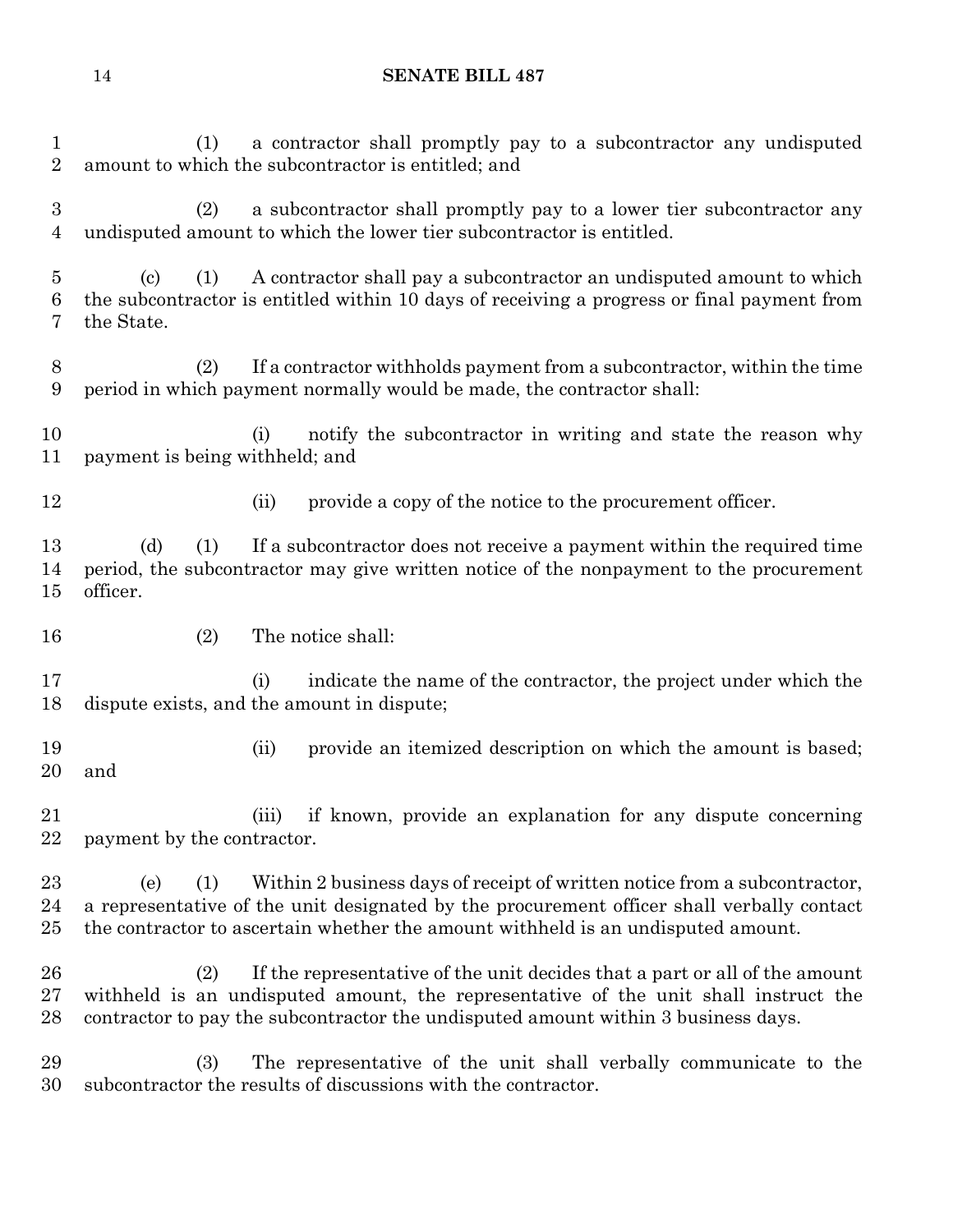(1) a contractor shall promptly pay to a subcontractor any undisputed amount to which the subcontractor is entitled; and

(2) a subcontractor shall promptly pay to a lower tier subcontractor any undisputed amount to which the lower tier subcontractor is entitled.

(c) (1) A contractor shall pay a subcontractor an undisputed amount to which the subcontractor is entitled within 10 days of receiving a progress or final payment from the State.

(2) If a contractor withholds payment from a subcontractor, within the time period in which payment normally would be made, the contractor shall:

(i) notify the subcontractor in writing and state the reason why payment is being withheld; and

(ii) provide a copy of the notice to the procurement officer.

(d) (1) If a subcontractor does not receive a payment within the required time period, the subcontractor may give written notice of the nonpayment to the procurement officer.

(2) The notice shall:

(i) indicate the name of the contractor, the project under which the dispute exists, and the amount in dispute;

(ii) provide an itemized description on which the amount is based; and

(iii) if known, provide an explanation for any dispute concerning payment by the contractor.

(e) (1) Within 2 business days of receipt of written notice from a subcontractor, a representative of the unit designated by the procurement officer shall verbally contact the contractor to ascertain whether the amount withheld is an undisputed amount.

(2) If the representative of the unit decides that a part or all of the amount withheld is an undisputed amount, the representative of the unit shall instruct the contractor to pay the subcontractor the undisputed amount within 3 business days.

(3) The representative of the unit shall verbally communicate to the subcontractor the results of discussions with the contractor.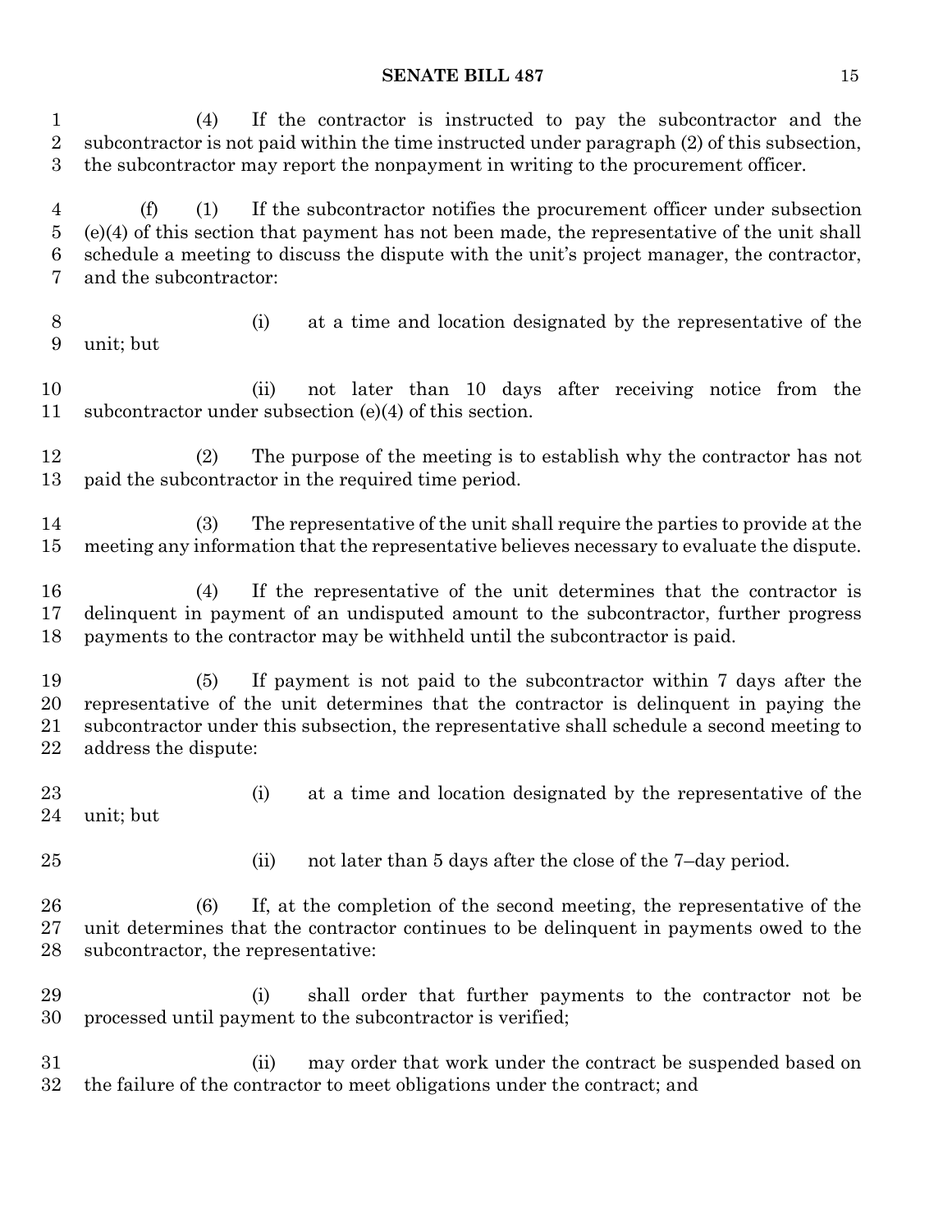(4) If the contractor is instructed to pay the subcontractor and the subcontractor is not paid within the time instructed under paragraph (2) of this subsection, the subcontractor may report the nonpayment in writing to the procurement officer.

(f) (1) If the subcontractor notifies the procurement officer under subsection (e)(4) of this section that payment has not been made, the representative of the unit shall schedule a meeting to discuss the dispute with the unit's project manager, the contractor, and the subcontractor:

(i) at a time and location designated by the representative of the unit; but

(ii) not later than 10 days after receiving notice from the subcontractor under subsection (e)(4) of this section.

(2) The purpose of the meeting is to establish why the contractor has not paid the subcontractor in the required time period.

(3) The representative of the unit shall require the parties to provide at the meeting any information that the representative believes necessary to evaluate the dispute.

(4) If the representative of the unit determines that the contractor is delinquent in payment of an undisputed amount to the subcontractor, further progress payments to the contractor may be withheld until the subcontractor is paid.

(5) If payment is not paid to the subcontractor within 7 days after the representative of the unit determines that the contractor is delinquent in paying the subcontractor under this subsection, the representative shall schedule a second meeting to address the dispute:

(i) at a time and location designated by the representative of the unit; but

(ii) not later than 5 days after the close of the 7–day period.

(6) If, at the completion of the second meeting, the representative of the unit determines that the contractor continues to be delinquent in payments owed to the subcontractor, the representative:

(i) shall order that further payments to the contractor not be processed until payment to the subcontractor is verified;

(ii) may order that work under the contract be suspended based on the failure of the contractor to meet obligations under the contract; and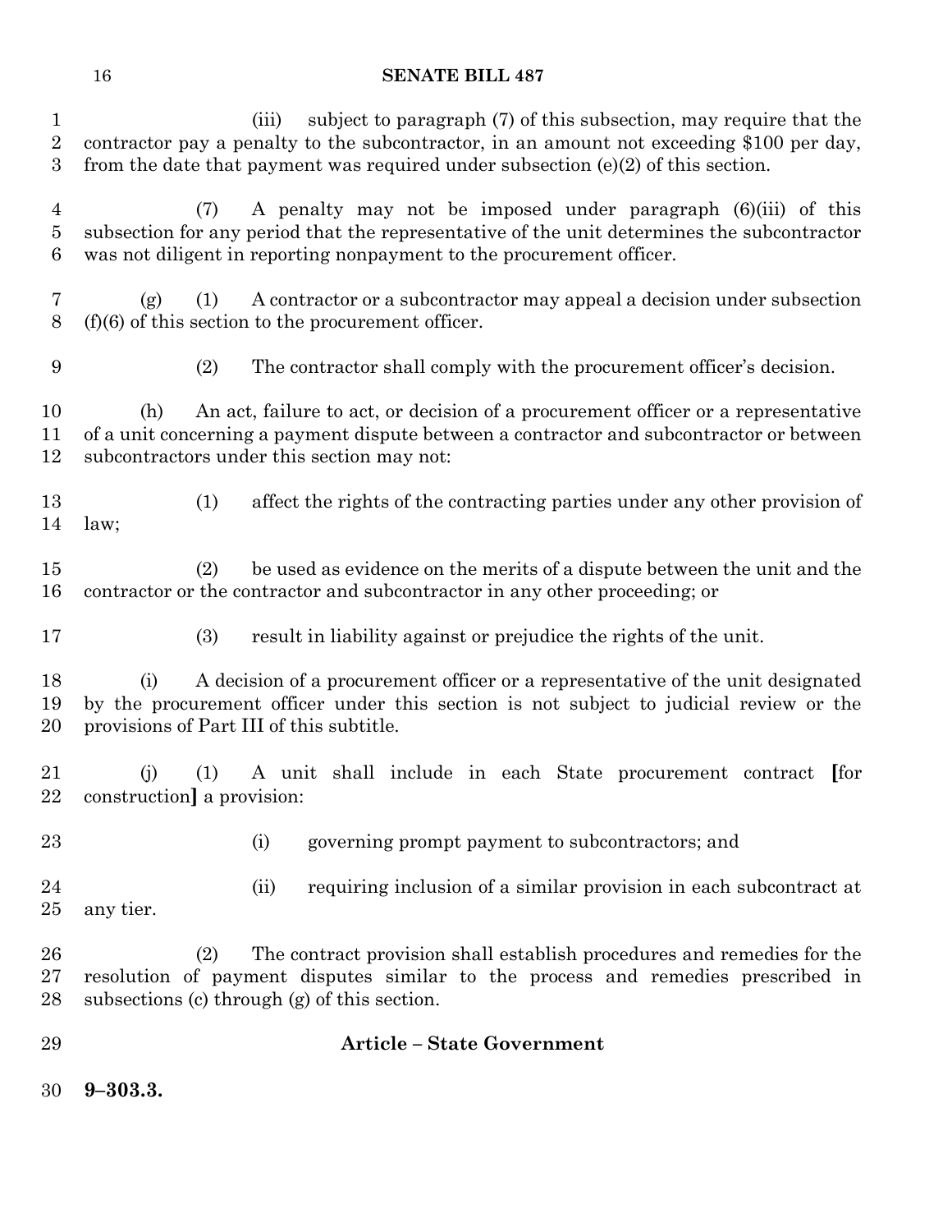(iii) subject to paragraph (7) of this subsection, may require that the contractor pay a penalty to the subcontractor, in an amount not exceeding $100 per day, from the date that payment was required under subsection (e)(2) of this section.

(7) A penalty may not be imposed under paragraph (6)(iii) of this subsection for any period that the representative of the unit determines the subcontractor was not diligent in reporting nonpayment to the procurement officer.

(g) (1) A contractor or a subcontractor may appeal a decision under subsection (f)(6) of this section to the procurement officer.

(2) The contractor shall comply with the procurement officer's decision.

(h) An act, failure to act, or decision of a procurement officer or a representative of a unit concerning a payment dispute between a contractor and subcontractor or between subcontractors under this section may not:

(1) affect the rights of the contracting parties under any other provision of law;

(2) be used as evidence on the merits of a dispute between the unit and the contractor or the contractor and subcontractor in any other proceeding; or

(3) result in liability against or prejudice the rights of the unit.

(i) A decision of a procurement officer or a representative of the unit designated by the procurement officer under this section is not subject to judicial review or the provisions of Part III of this subtitle.

(j) (1) A unit shall include in each State procurement contract **[**for construction**]** a provision:

(i) governing prompt payment to subcontractors; and

(ii) requiring inclusion of a similar provision in each subcontract at any tier.

(2) The contract provision shall establish procedures and remedies for the resolution of payment disputes similar to the process and remedies prescribed in subsections (c) through (g) of this section.

## Article – State Government

**9–303.3.**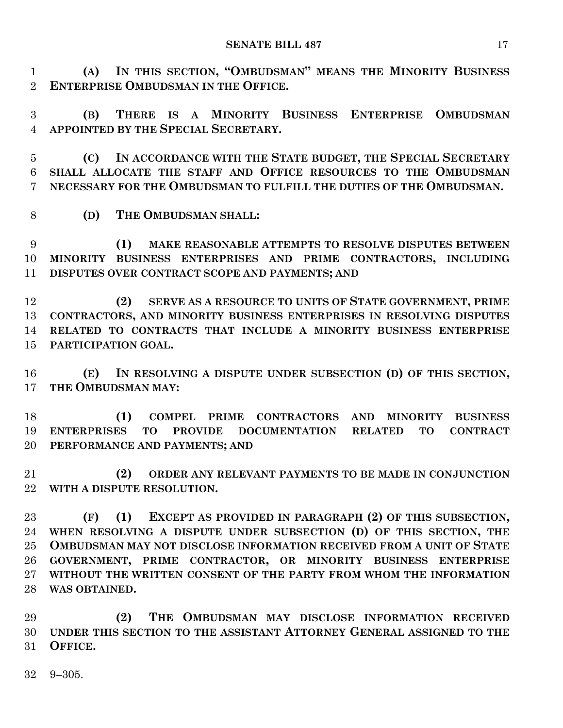**(A) IN THIS SECTION, "OMBUDSMAN" MEANS THE MINORITY BUSINESS ENTERPRISE OMBUDSMAN IN THE OFFICE.**

**(B) THERE IS A MINORITY BUSINESS ENTERPRISE OMBUDSMAN APPOINTED BY THE SPECIAL SECRETARY.**

**(C) IN ACCORDANCE WITH THE STATE BUDGET, THE SPECIAL SECRETARY SHALL ALLOCATE THE STAFF AND OFFICE RESOURCES TO THE OMBUDSMAN NECESSARY FOR THE OMBUDSMAN TO FULFILL THE DUTIES OF THE OMBUDSMAN.**

**(D) THE OMBUDSMAN SHALL:**

**(1) MAKE REASONABLE ATTEMPTS TO RESOLVE DISPUTES BETWEEN MINORITY BUSINESS ENTERPRISES AND PRIME CONTRACTORS, INCLUDING DISPUTES OVER CONTRACT SCOPE AND PAYMENTS; AND**

**(2) SERVE AS A RESOURCE TO UNITS OF STATE GOVERNMENT, PRIME CONTRACTORS, AND MINORITY BUSINESS ENTERPRISES IN RESOLVING DISPUTES RELATED TO CONTRACTS THAT INCLUDE A MINORITY BUSINESS ENTERPRISE PARTICIPATION GOAL.**

**(E) IN RESOLVING A DISPUTE UNDER SUBSECTION (D) OF THIS SECTION, THE OMBUDSMAN MAY:**

**(1) COMPEL PRIME CONTRACTORS AND MINORITY BUSINESS ENTERPRISES TO PROVIDE DOCUMENTATION RELATED TO CONTRACT PERFORMANCE AND PAYMENTS; AND**

**(2) ORDER ANY RELEVANT PAYMENTS TO BE MADE IN CONJUNCTION WITH A DISPUTE RESOLUTION.**

**(F) (1) EXCEPT AS PROVIDED IN PARAGRAPH (2) OF THIS SUBSECTION, WHEN RESOLVING A DISPUTE UNDER SUBSECTION (D) OF THIS SECTION, THE OMBUDSMAN MAY NOT DISCLOSE INFORMATION RECEIVED FROM A UNIT OF STATE GOVERNMENT, PRIME CONTRACTOR, OR MINORITY BUSINESS ENTERPRISE WITHOUT THE WRITTEN CONSENT OF THE PARTY FROM WHOM THE INFORMATION WAS OBTAINED.**

**(2) THE OMBUDSMAN MAY DISCLOSE INFORMATION RECEIVED UNDER THIS SECTION TO THE ASSISTANT ATTORNEY GENERAL ASSIGNED TO THE OFFICE.**

9–305.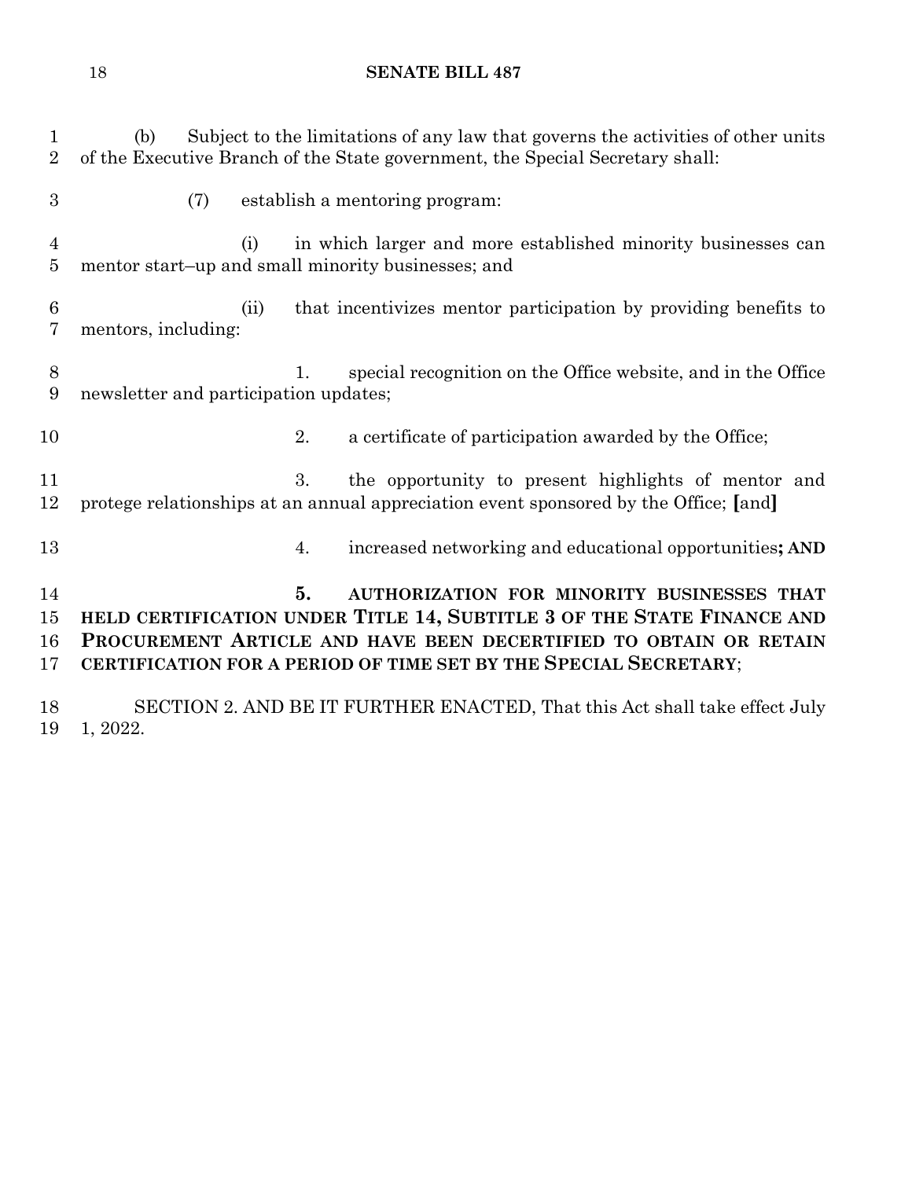(b) Subject to the limitations of any law that governs the activities of other units of the Executive Branch of the State government, the Special Secretary shall:

(7) establish a mentoring program:

(i) in which larger and more established minority businesses can mentor start–up and small minority businesses; and

(ii) that incentivizes mentor participation by providing benefits to mentors, including:

1. special recognition on the Office website, and in the Office newsletter and participation updates;

2. a certificate of participation awarded by the Office;

3. the opportunity to present highlights of mentor and protege relationships at an annual appreciation event sponsored by the Office; **[**and**]**

4. increased networking and educational opportunities**; AND**

**5. AUTHORIZATION FOR MINORITY BUSINESSES THAT HELD CERTIFICATION UNDER TITLE 14, SUBTITLE 3 OF THE STATE FINANCE AND PROCUREMENT ARTICLE AND HAVE BEEN DECERTIFIED TO OBTAIN OR RETAIN CERTIFICATION FOR A PERIOD OF TIME SET BY THE SPECIAL SECRETARY**;

SECTION 2. AND BE IT FURTHER ENACTED, That this Act shall take effect July 1, 2022.